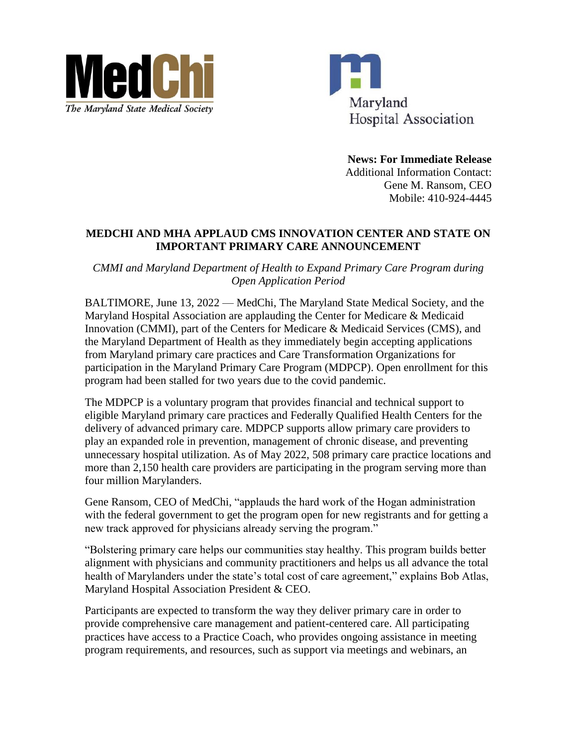MedChi
*The Maryland State Medical Society*

Maryland Hospital Association

**News: For Immediate Release**
Additional Information Contact:
Gene M. Ransom, CEO
Mobile: 410-924-4445

# MEDCHI AND MHA APPLAUD CMS INNOVATION CENTER AND STATE ON IMPORTANT PRIMARY CARE ANNOUNCEMENT

*CMMI and Maryland Department of Health to Expand Primary Care Program during Open Application Period*

BALTIMORE, June 13, 2022 — MedChi, The Maryland State Medical Society, and the Maryland Hospital Association are applauding the Center for Medicare & Medicaid Innovation (CMMI), part of the Centers for Medicare & Medicaid Services (CMS), and the Maryland Department of Health as they immediately begin accepting applications from Maryland primary care practices and Care Transformation Organizations for participation in the Maryland Primary Care Program (MDPCP). Open enrollment for this program had been stalled for two years due to the covid pandemic.

The MDPCP is a voluntary program that provides financial and technical support to eligible Maryland primary care practices and Federally Qualified Health Centers for the delivery of advanced primary care. MDPCP supports allow primary care providers to play an expanded role in prevention, management of chronic disease, and preventing unnecessary hospital utilization. As of May 2022, 508 primary care practice locations and more than 2,150 health care providers are participating in the program serving more than four million Marylanders.

Gene Ransom, CEO of MedChi, "applauds the hard work of the Hogan administration with the federal government to get the program open for new registrants and for getting a new track approved for physicians already serving the program."

"Bolstering primary care helps our communities stay healthy. This program builds better alignment with physicians and community practitioners and helps us all advance the total health of Marylanders under the state's total cost of care agreement," explains Bob Atlas, Maryland Hospital Association President & CEO.

Participants are expected to transform the way they deliver primary care in order to provide comprehensive care management and patient-centered care. All participating practices have access to a Practice Coach, who provides ongoing assistance in meeting program requirements, and resources, such as support via meetings and webinars, an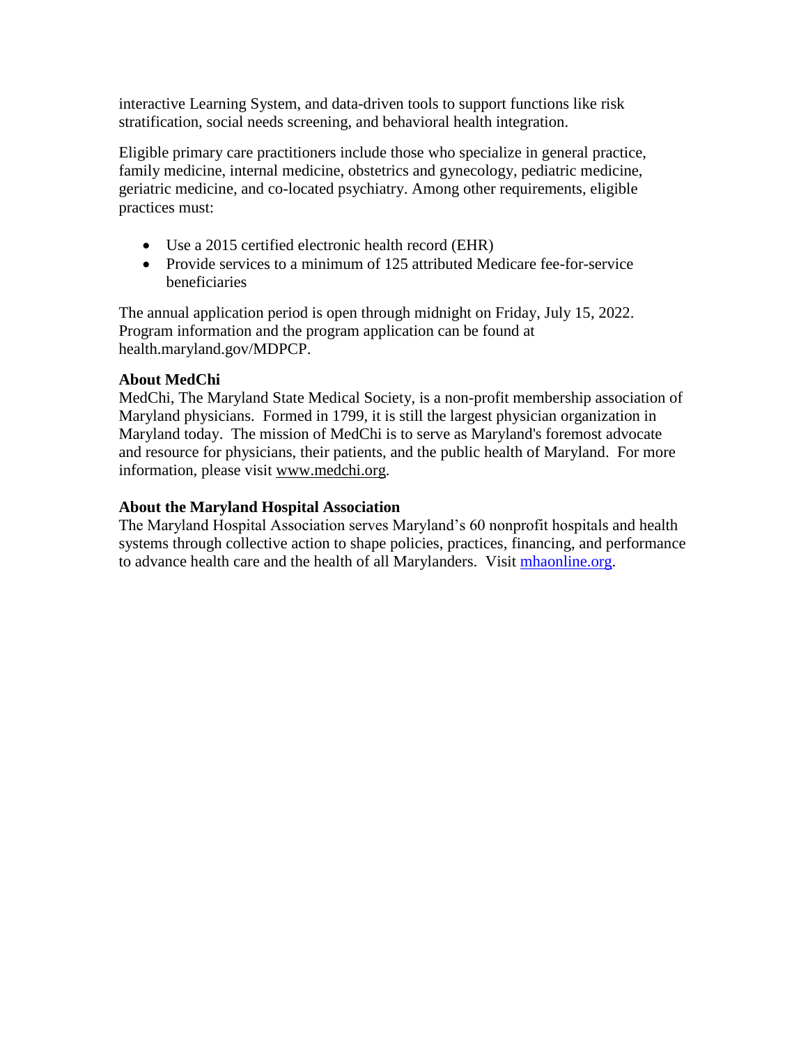interactive Learning System, and data-driven tools to support functions like risk stratification, social needs screening, and behavioral health integration.

Eligible primary care practitioners include those who specialize in general practice, family medicine, internal medicine, obstetrics and gynecology, pediatric medicine, geriatric medicine, and co-located psychiatry. Among other requirements, eligible practices must:

- Use a 2015 certified electronic health record (EHR)
- Provide services to a minimum of 125 attributed Medicare fee-for-service beneficiaries

The annual application period is open through midnight on Friday, July 15, 2022. Program information and the program application can be found at health.maryland.gov/MDPCP.

**About MedChi**
MedChi, The Maryland State Medical Society, is a non-profit membership association of Maryland physicians. Formed in 1799, it is still the largest physician organization in Maryland today. The mission of MedChi is to serve as Maryland's foremost advocate and resource for physicians, their patients, and the public health of Maryland. For more information, please visit www.medchi.org.

**About the Maryland Hospital Association**
The Maryland Hospital Association serves Maryland's 60 nonprofit hospitals and health systems through collective action to shape policies, practices, financing, and performance to advance health care and the health of all Marylanders. Visit mhaonline.org.